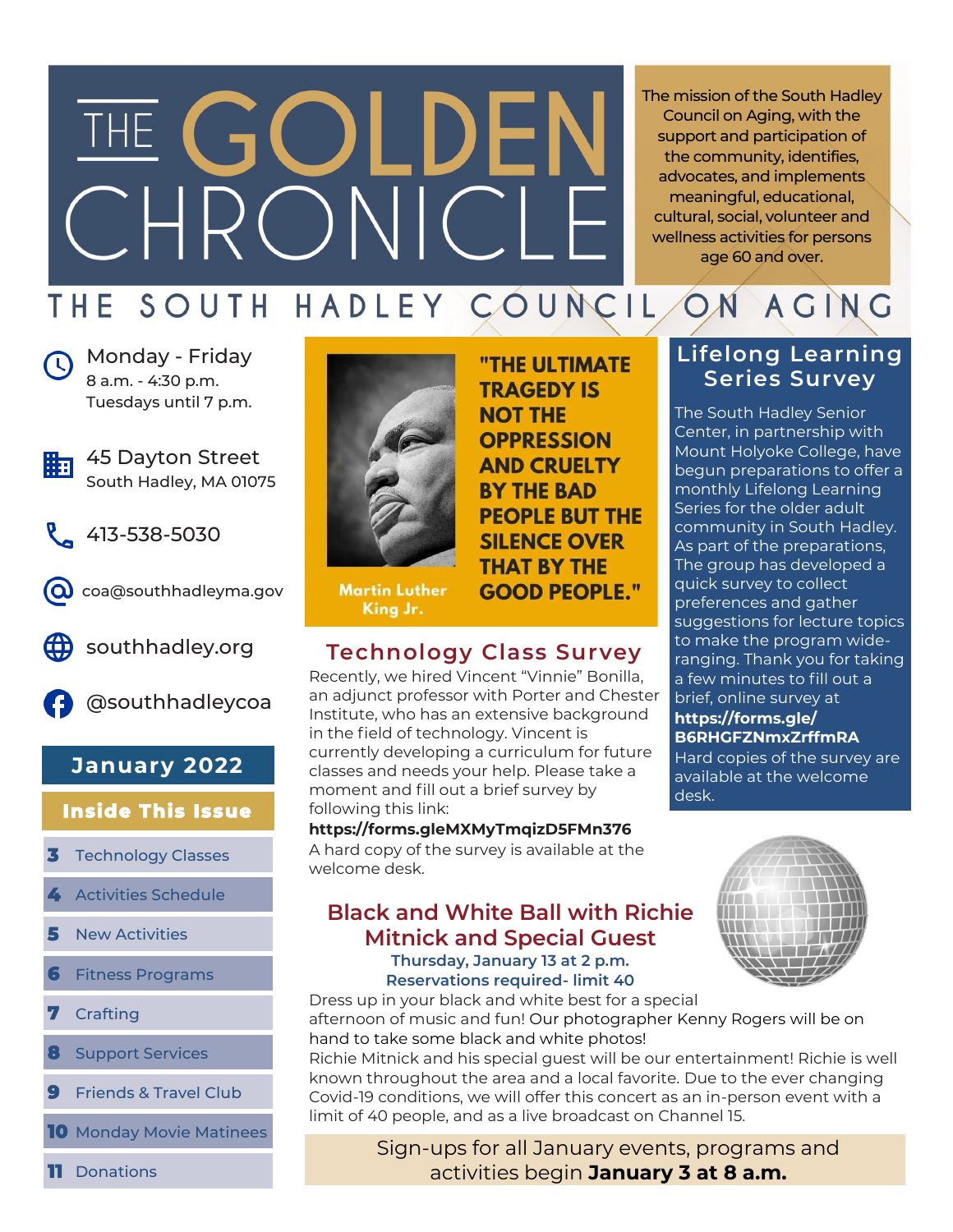# THE GOLDEN CHRONICLE

The mission of the South Hadley Council on Aging, with the support and participation of the community, identifies, advocates, and implements meaningful, educational, cultural, social, volunteer and wellness activities for persons age 60 and over.

## THE SOUTH HADLEY COUNCIL ON AGING

Monday - Friday
8 a.m. - 4:30 p.m.
Tuesdays until 7 p.m.

45 Dayton Street
South Hadley, MA 01075

413-538-5030

coa@southhadleyma.gov

southhadley.org

@southhadleycoa

**January 2022**

**Inside This Issue**

- 3 Technology Classes
- 4 Activities Schedule
- 5 New Activities
- 6 Fitness Programs
- 7 Crafting
- 8 Support Services
- 9 Friends & Travel Club
- 10 Monday Movie Matinees
- 11 Donations

**"THE ULTIMATE TRAGEDY IS NOT THE OPPRESSION AND CRUELTY BY THE BAD PEOPLE BUT THE SILENCE OVER THAT BY THE GOOD PEOPLE."**

Martin Luther King Jr.

## Technology Class Survey

Recently, we hired Vincent "Vinnie" Bonilla, an adjunct professor with Porter and Chester Institute, who has an extensive background in the field of technology. Vincent is currently developing a curriculum for future classes and needs your help. Please take a moment and fill out a brief survey by following this link:

**https://forms.gleMXMyTmqizD5FMn376**

A hard copy of the survey is available at the welcome desk.

## Lifelong Learning Series Survey

The South Hadley Senior Center, in partnership with Mount Holyoke College, have begun preparations to offer a monthly Lifelong Learning Series for the older adult community in South Hadley. As part of the preparations, The group has developed a quick survey to collect preferences and gather suggestions for lecture topics to make the program wide-ranging. Thank you for taking a few minutes to fill out a brief, online survey at **https://forms.gle/B6RHGFZNmxZrffmRA**

Hard copies of the survey are available at the welcome desk.

## Black and White Ball with Richie Mitnick and Special Guest

**Thursday, January 13 at 2 p.m.**
**Reservations required- limit 40**

Dress up in your black and white best for a special afternoon of music and fun! Our photographer Kenny Rogers will be on hand to take some black and white photos!

Richie Mitnick and his special guest will be our entertainment! Richie is well known throughout the area and a local favorite. Due to the ever changing Covid-19 conditions, we will offer this concert as an in-person event with a limit of 40 people, and as a live broadcast on Channel 15.

Sign-ups for all January events, programs and activities begin **January 3 at 8 a.m.**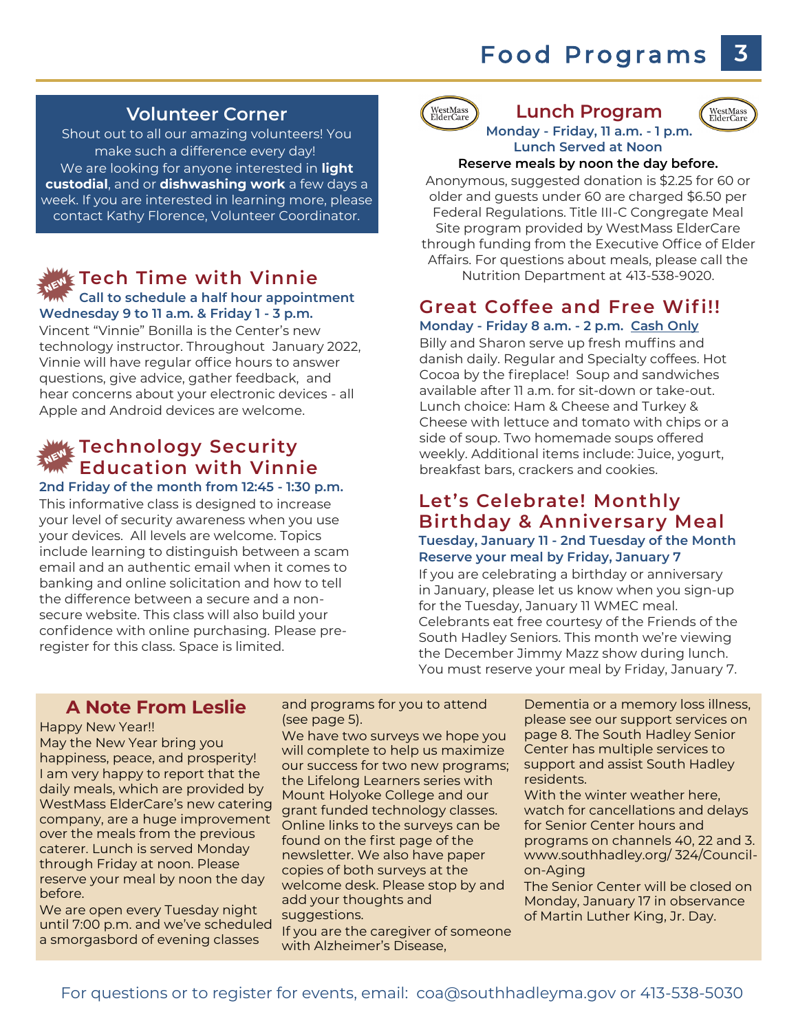# Food Programs

## Volunteer Corner

Shout out to all our amazing volunteers! You make such a difference every day!
We are looking for anyone interested in **light custodial**, and or **dishwashing work** a few days a week. If you are interested in learning more, please contact Kathy Florence, Volunteer Coordinator.

## Tech Time with Vinnie

NEW

**Call to schedule a half hour appointment**
**Wednesday 9 to 11 a.m. & Friday 1 - 3 p.m.**

Vincent "Vinnie" Bonilla is the Center's new technology instructor. Throughout January 2022, Vinnie will have regular office hours to answer questions, give advice, gather feedback, and hear concerns about your electronic devices - all Apple and Android devices are welcome.

## Technology Security Education with Vinnie

NEW

**2nd Friday of the month from 12:45 - 1:30 p.m.**

This informative class is designed to increase your level of security awareness when you use your devices. All levels are welcome. Topics include learning to distinguish between a scam email and an authentic email when it comes to banking and online solicitation and how to tell the difference between a secure and a non-secure website. This class will also build your confidence with online purchasing. Please pre-register for this class. Space is limited.

## Lunch Program

WestMass ElderCare

**Monday - Friday, 11 a.m. - 1 p.m.**
**Lunch Served at Noon**

**Reserve meals by noon the day before.**

Anonymous, suggested donation is $2.25 for 60 or older and guests under 60 are charged $6.50 per Federal Regulations. Title III-C Congregate Meal Site program provided by WestMass ElderCare through funding from the Executive Office of Elder Affairs. For questions about meals, please call the Nutrition Department at 413-538-9020.

## Great Coffee and Free Wifi!!

**Monday - Friday 8 a.m. - 2 p.m. Cash Only**

Billy and Sharon serve up fresh muffins and danish daily. Regular and Specialty coffees. Hot Cocoa by the fireplace! Soup and sandwiches available after 11 a.m. for sit-down or take-out. Lunch choice: Ham & Cheese and Turkey & Cheese with lettuce and tomato with chips or a side of soup. Two homemade soups offered weekly. Additional items include: Juice, yogurt, breakfast bars, crackers and cookies.

## Let's Celebrate! Monthly Birthday & Anniversary Meal

**Tuesday, January 11 - 2nd Tuesday of the Month**
**Reserve your meal by Friday, January 7**

If you are celebrating a birthday or anniversary in January, please let us know when you sign-up for the Tuesday, January 11 WMEC meal. Celebrants eat free courtesy of the Friends of the South Hadley Seniors. This month we're viewing the December Jimmy Mazz show during lunch. You must reserve your meal by Friday, January 7.

## A Note From Leslie

Happy New Year!!
May the New Year bring you happiness, peace, and prosperity!
I am very happy to report that the daily meals, which are provided by WestMass ElderCare's new catering company, are a huge improvement over the meals from the previous caterer. Lunch is served Monday through Friday at noon. Please reserve your meal by noon the day before.
We are open every Tuesday night until 7:00 p.m. and we've scheduled a smorgasbord of evening classes and programs for you to attend (see page 5).
We have two surveys we hope you will complete to help us maximize our success for two new programs; the Lifelong Learners series with Mount Holyoke College and our grant funded technology classes. Online links to the surveys can be found on the first page of the newsletter. We also have paper copies of both surveys at the welcome desk. Please stop by and add your thoughts and suggestions.
If you are the caregiver of someone with Alzheimer's Disease, Dementia or a memory loss illness, please see our support services on page 8. The South Hadley Senior Center has multiple services to support and assist South Hadley residents.
With the winter weather here, watch for cancellations and delays for Senior Center hours and programs on channels 40, 22 and 3. www.southhadley.org/ 324/Council-on-Aging
The Senior Center will be closed on Monday, January 17 in observance of Martin Luther King, Jr. Day.

For questions or to register for events, email: coa@southhadleyma.gov or 413-538-5030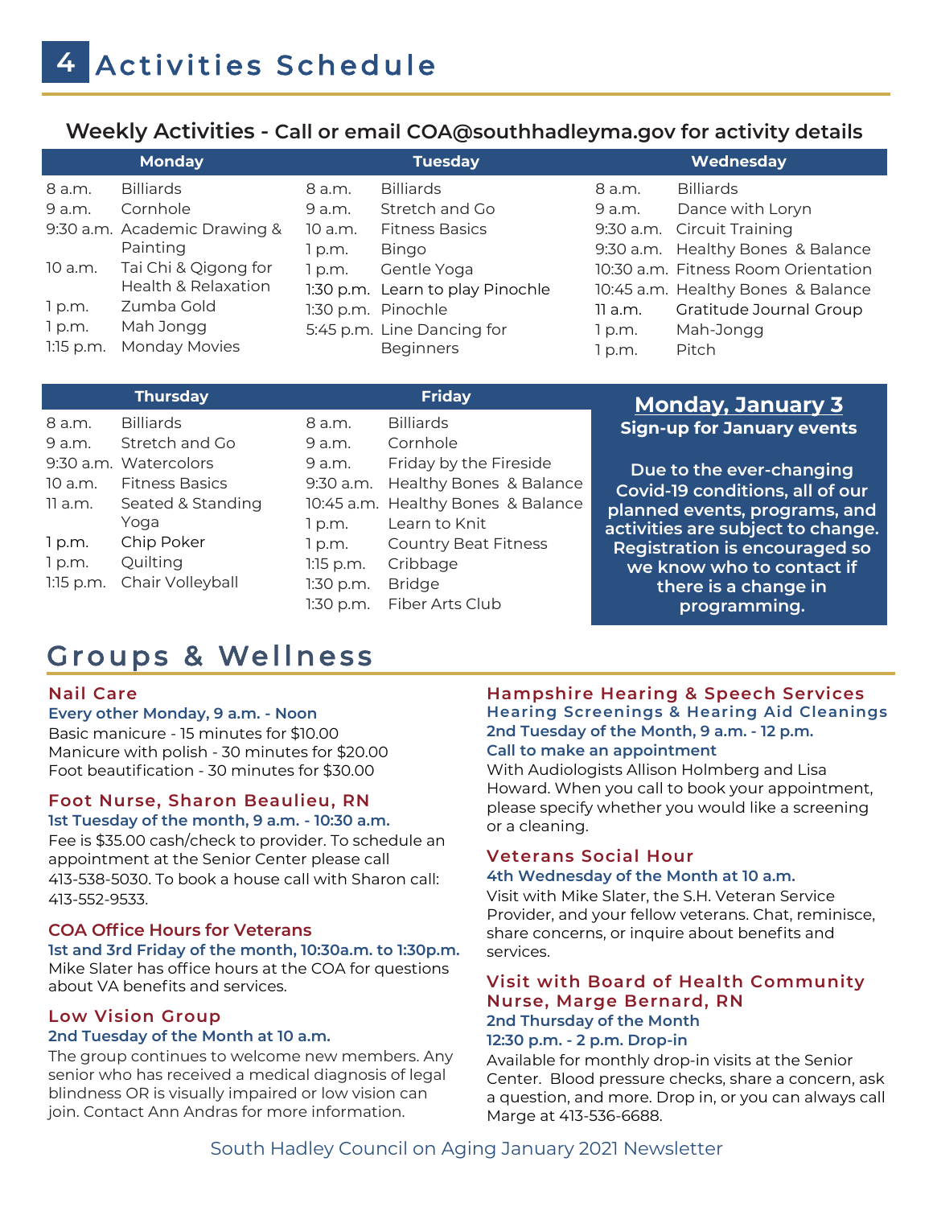# Activities Schedule

## Weekly Activities - Call or email COA@southhadleyma.gov for activity details

### Monday

| Time | Activity |
|---|---|
| 8 a.m. | Billiards |
| 9 a.m. | Cornhole |
| 9:30 a.m. | Academic Drawing & Painting |
| 10 a.m. | Tai Chi & Qigong for Health & Relaxation |
| 1 p.m. | Zumba Gold |
| 1 p.m. | Mah Jongg |
| 1:15 p.m. | Monday Movies |

### Tuesday

| Time | Activity |
|---|---|
| 8 a.m. | Billiards |
| 9 a.m. | Stretch and Go |
| 10 a.m. | Fitness Basics |
| 1 p.m. | Bingo |
| 1 p.m. | Gentle Yoga |
| 1:30 p.m. | Learn to play Pinochle |
| 1:30 p.m. | Pinochle |
| 5:45 p.m. | Line Dancing for Beginners |

### Wednesday

| Time | Activity |
|---|---|
| 8 a.m. | Billiards |
| 9 a.m. | Dance with Loryn |
| 9:30 a.m. | Circuit Training |
| 9:30 a.m. | Healthy Bones & Balance |
| 10:30 a.m. | Fitness Room Orientation |
| 10:45 a.m. | Healthy Bones & Balance |
| 11 a.m. | Gratitude Journal Group |
| 1 p.m. | Mah-Jongg |
| 1 p.m. | Pitch |

### Thursday

| Time | Activity |
|---|---|
| 8 a.m. | Billiards |
| 9 a.m. | Stretch and Go |
| 9:30 a.m. | Watercolors |
| 10 a.m. | Fitness Basics |
| 11 a.m. | Seated & Standing Yoga |
| 1 p.m. | Chip Poker |
| 1 p.m. | Quilting |
| 1:15 p.m. | Chair Volleyball |

### Friday

| Time | Activity |
|---|---|
| 8 a.m. | Billiards |
| 9 a.m. | Cornhole |
| 9 a.m. | Friday by the Fireside |
| 9:30 a.m. | Healthy Bones & Balance |
| 10:45 a.m. | Healthy Bones & Balance |
| 1 p.m. | Learn to Knit |
| 1 p.m. | Country Beat Fitness |
| 1:15 p.m. | Cribbage |
| 1:30 p.m. | Bridge |
| 1:30 p.m. | Fiber Arts Club |

**Monday, January 3**

**Sign-up for January events**

**Due to the ever-changing Covid-19 conditions, all of our planned events, programs, and activities are subject to change. Registration is encouraged so we know who to contact if there is a change in programming.**

# Groups & Wellness

### Nail Care

**Every other Monday, 9 a.m. - Noon**

Basic manicure - 15 minutes for $10.00
Manicure with polish - 30 minutes for $20.00
Foot beautification - 30 minutes for $30.00

### Foot Nurse, Sharon Beaulieu, RN

**1st Tuesday of the month, 9 a.m. - 10:30 a.m.**

Fee is $35.00 cash/check to provider. To schedule an appointment at the Senior Center please call 413-538-5030. To book a house call with Sharon call: 413-552-9533.

### COA Office Hours for Veterans

**1st and 3rd Friday of the month, 10:30a.m. to 1:30p.m.**

Mike Slater has office hours at the COA for questions about VA benefits and services.

### Low Vision Group

**2nd Tuesday of the Month at 10 a.m.**

The group continues to welcome new members. Any senior who has received a medical diagnosis of legal blindness OR is visually impaired or low vision can join. Contact Ann Andras for more information.

### Hampshire Hearing & Speech Services

**Hearing Screenings & Hearing Aid Cleanings**

**2nd Tuesday of the Month, 9 a.m. - 12 p.m.**

**Call to make an appointment**

With Audiologists Allison Holmberg and Lisa Howard. When you call to book your appointment, please specify whether you would like a screening or a cleaning.

### Veterans Social Hour

**4th Wednesday of the Month at 10 a.m.**

Visit with Mike Slater, the S.H. Veteran Service Provider, and your fellow veterans. Chat, reminisce, share concerns, or inquire about benefits and services.

### Visit with Board of Health Community Nurse, Marge Bernard, RN

**2nd Thursday of the Month**

**12:30 p.m. - 2 p.m. Drop-in**

Available for monthly drop-in visits at the Senior Center. Blood pressure checks, share a concern, ask a question, and more. Drop in, or you can always call Marge at 413-536-6688.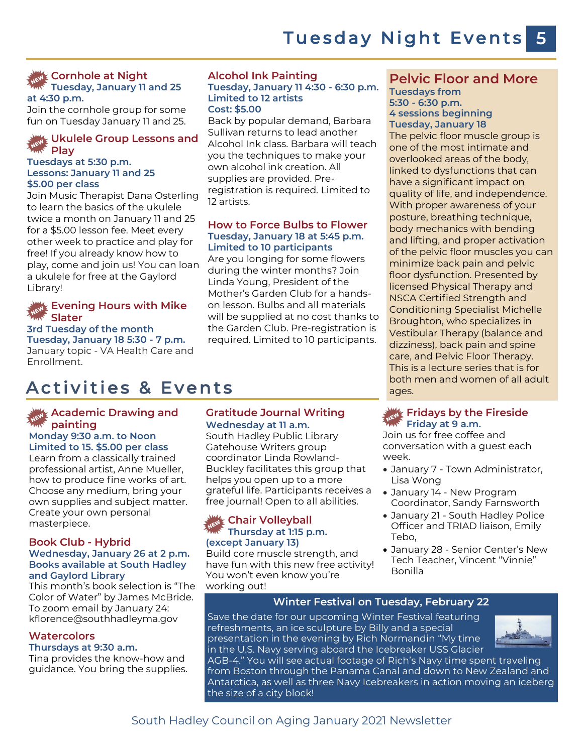# Tuesday Night Events

### Cornhole at Night

**Tuesday, January 11 and 25 at 4:30 p.m.**

Join the cornhole group for some fun on Tuesday January 11 and 25.

### Ukulele Group Lessons and Play

**Tuesdays at 5:30 p.m.**
**Lessons: January 11 and 25**
**$5.00 per class**

Join Music Therapist Dana Osterling to learn the basics of the ukulele twice a month on January 11 and 25 for a $5.00 lesson fee. Meet every other week to practice and play for free! If you already know how to play, come and join us! You can loan a ukulele for free at the Gaylord Library!

### Evening Hours with Mike Slater

**3rd Tuesday of the month**
**Tuesday, January 18 5:30 - 7 p.m.**

January topic - VA Health Care and Enrollment.

### Alcohol Ink Painting

**Tuesday, January 11 4:30 - 6:30 p.m.**
**Limited to 12 artists**
**Cost: $5.00**

Back by popular demand, Barbara Sullivan returns to lead another Alcohol Ink class. Barbara will teach you the techniques to make your own alcohol ink creation. All supplies are provided. Pre-registration is required. Limited to 12 artists.

### How to Force Bulbs to Flower

**Tuesday, January 18 at 5:45 p.m.**
**Limited to 10 participants**

Are you longing for some flowers during the winter months? Join Linda Young, President of the Mother's Garden Club for a hands-on lesson. Bulbs and all materials will be supplied at no cost thanks to the Garden Club. Pre-registration is required. Limited to 10 participants.

### Pelvic Floor and More

**Tuesdays from 5:30 - 6:30 p.m.**
**4 sessions beginning Tuesday, January 18**

The pelvic floor muscle group is one of the most intimate and overlooked areas of the body, linked to dysfunctions that can have a significant impact on quality of life, and independence. With proper awareness of your posture, breathing technique, body mechanics with bending and lifting, and proper activation of the pelvic floor muscles you can minimize back pain and pelvic floor dysfunction. Presented by licensed Physical Therapy and NSCA Certified Strength and Conditioning Specialist Michelle Broughton, who specializes in Vestibular Therapy (balance and dizziness), back pain and spine care, and Pelvic Floor Therapy. This is a lecture series that is for both men and women of all adult ages.

# Activities & Events

### Academic Drawing and painting

**Monday 9:30 a.m. to Noon**
**Limited to 15. $5.00 per class**

Learn from a classically trained professional artist, Anne Mueller, how to produce fine works of art. Choose any medium, bring your own supplies and subject matter. Create your own personal masterpiece.

### Book Club - Hybrid

**Wednesday, January 26 at 2 p.m.**
**Books available at South Hadley and Gaylord Library**

This month's book selection is "The Color of Water" by James McBride. To zoom email by January 24: kflorence@southhadleyma.gov

### Watercolors

**Thursdays at 9:30 a.m.**

Tina provides the know-how and guidance. You bring the supplies.

### Gratitude Journal Writing

**Wednesday at 11 a.m.**

South Hadley Public Library Gatehouse Writers group coordinator Linda Rowland-Buckley facilitates this group that helps you open up to a more grateful life. Participants receives a free journal! Open to all abilities.

### Chair Volleyball

**Thursday at 1:15 p.m. (except January 13)**

Build core muscle strength, and have fun with this new free activity! You won't even know you're working out!

### Fridays by the Fireside

**Friday at 9 a.m.**

Join us for free coffee and conversation with a guest each week.

- January 7 - Town Administrator, Lisa Wong
- January 14 - New Program Coordinator, Sandy Farnsworth
- January 21 - South Hadley Police Officer and TRIAD liaison, Emily Tebo,
- January 28 - Senior Center's New Tech Teacher, Vincent "Vinnie" Bonilla

### Winter Festival on Tuesday, February 22

Save the date for our upcoming Winter Festival featuring refreshments, an ice sculpture by Billy and a special presentation in the evening by Rich Normandin "My time in the U.S. Navy serving aboard the Icebreaker USS Glacier AGB-4." You will see actual footage of Rich's Navy time spent traveling from Boston through the Panama Canal and down to New Zealand and Antarctica, as well as three Navy Icebreakers in action moving an iceberg the size of a city block!

South Hadley Council on Aging January 2021 Newsletter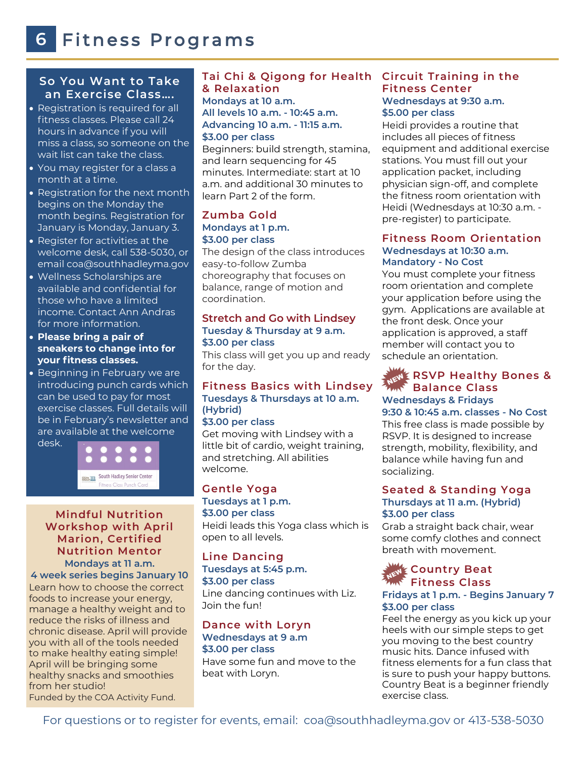# Fitness Programs

## So You Want to Take an Exercise Class....

- Registration is required for all fitness classes. Please call 24 hours in advance if you will miss a class, so someone on the wait list can take the class.
- You may register for a class a month at a time.
- Registration for the next month begins on the Monday the month begins. Registration for January is Monday, January 3.
- Register for activities at the welcome desk, call 538-5030, or email coa@southhadleyma.gov
- Wellness Scholarships are available and confidential for those who have a limited income. Contact Ann Andras for more information.
- **Please bring a pair of sneakers to change into for your fitness classes.**
- Beginning in February we are introducing punch cards which can be used to pay for most exercise classes. Full details will be in February's newsletter and are available at the welcome desk.

South Hadley Senior Center
Fitness Class Punch Card

## Mindful Nutrition Workshop with April Marion, Certified Nutrition Mentor

**Mondays at 11 a.m.**
**4 week series begins January 10**

Learn how to choose the correct foods to increase your energy, manage a healthy weight and to reduce the risks of illness and chronic disease. April will provide you with all of the tools needed to make healthy eating simple! April will be bringing some healthy snacks and smoothies from her studio!

Funded by the COA Activity Fund.

## Tai Chi & Qigong for Health & Relaxation

**Mondays at 10 a.m.**
**All levels 10 a.m. - 10:45 a.m.**
**Advancing 10 a.m. - 11:15 a.m.**
**$3.00 per class**

Beginners: build strength, stamina, and learn sequencing for 45 minutes. Intermediate: start at 10 a.m. and additional 30 minutes to learn Part 2 of the form.

## Zumba Gold

**Mondays at 1 p.m.**
**$3.00 per class**

The design of the class introduces easy-to-follow Zumba choreography that focuses on balance, range of motion and coordination.

## Stretch and Go with Lindsey

**Tuesday & Thursday at 9 a.m.**
**$3.00 per class**

This class will get you up and ready for the day.

## Fitness Basics with Lindsey

**Tuesdays & Thursdays at 10 a.m. (Hybrid)**
**$3.00 per class**

Get moving with Lindsey with a little bit of cardio, weight training, and stretching. All abilities welcome.

## Gentle Yoga

**Tuesdays at 1 p.m.**
**$3.00 per class**

Heidi leads this Yoga class which is open to all levels.

## Line Dancing

**Tuesdays at 5:45 p.m.**
**$3.00 per class**

Line dancing continues with Liz. Join the fun!

## Dance with Loryn

**Wednesdays at 9 a.m**
**$3.00 per class**

Have some fun and move to the beat with Loryn.

## Circuit Training in the Fitness Center

**Wednesdays at 9:30 a.m.**
**$5.00 per class**

Heidi provides a routine that includes all pieces of fitness equipment and additional exercise stations. You must fill out your application packet, including physician sign-off, and complete the fitness room orientation with Heidi (Wednesdays at 10:30 a.m. - pre-register) to participate.

## Fitness Room Orientation

**Wednesdays at 10:30 a.m.**
**Mandatory - No Cost**

You must complete your fitness room orientation and complete your application before using the gym. Applications are available at the front desk. Once your application is approved, a staff member will contact you to schedule an orientation.

## NEW RSVP Healthy Bones & Balance Class

**Wednesdays & Fridays**
**9:30 & 10:45 a.m. classes - No Cost**

This free class is made possible by RSVP. It is designed to increase strength, mobility, flexibility, and balance while having fun and socializing.

## Seated & Standing Yoga

**Thursdays at 11 a.m. (Hybrid)**
**$3.00 per class**

Grab a straight back chair, wear some comfy clothes and connect breath with movement.

## NEW Country Beat Fitness Class

**Fridays at 1 p.m. - Begins January 7**
**$3.00 per class**

Feel the energy as you kick up your heels with our simple steps to get you moving to the best country music hits. Dance infused with fitness elements for a fun class that is sure to push your happy buttons. Country Beat is a beginner friendly exercise class.

For questions or to register for events, email: coa@southhadleyma.gov or 413-538-5030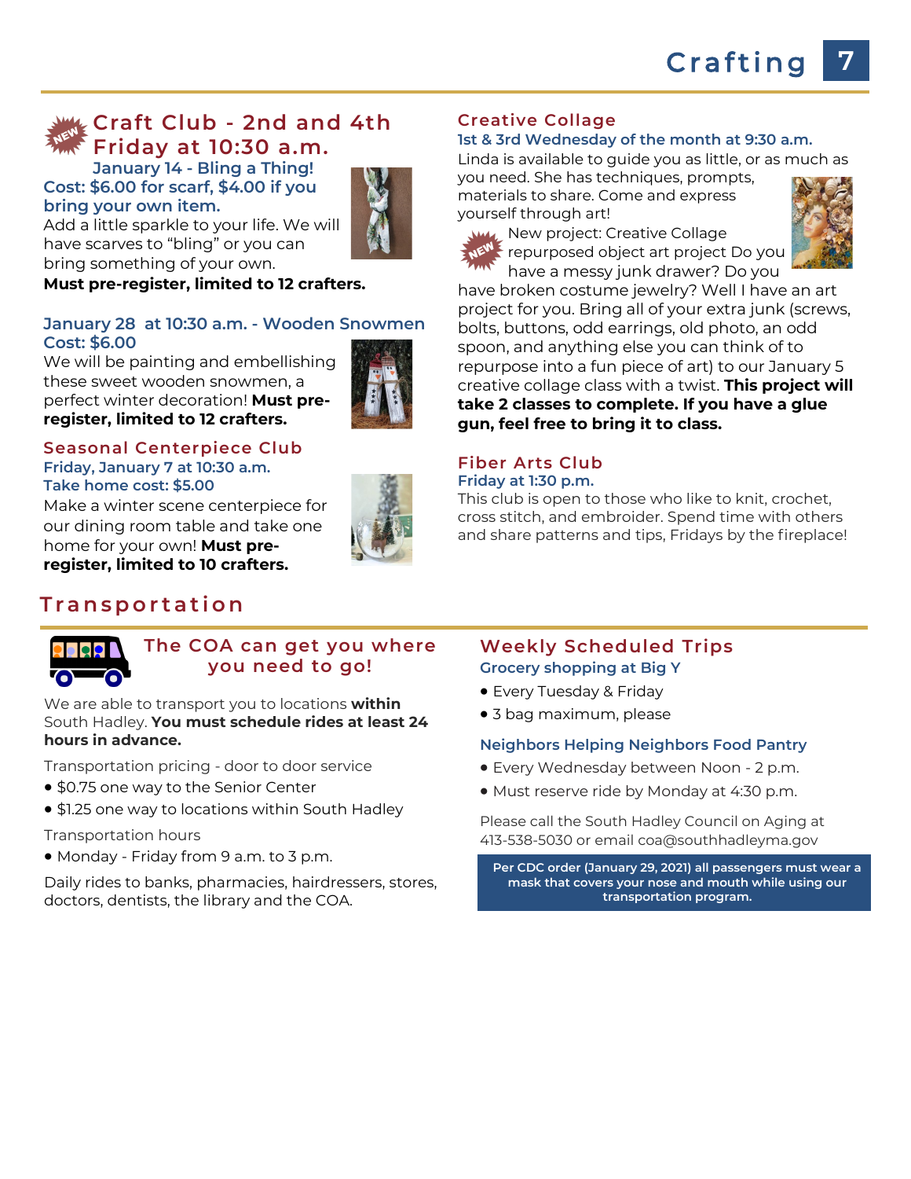# Crafting

## Craft Club - 2nd and 4th Friday at 10:30 a.m.

**January 14 - Bling a Thing!**
**Cost: $6.00 for scarf, $4.00 if you bring your own item.**

Add a little sparkle to your life. We will have scarves to "bling" or you can bring something of your own.

**Must pre-register, limited to 12 crafters.**

**January 28 at 10:30 a.m. - Wooden Snowmen**
**Cost: $6.00**

We will be painting and embellishing these sweet wooden snowmen, a perfect winter decoration! **Must pre-register, limited to 12 crafters.**

## Seasonal Centerpiece Club

**Friday, January 7 at 10:30 a.m.**
**Take home cost: $5.00**

Make a winter scene centerpiece for our dining room table and take one home for your own! **Must pre-register, limited to 10 crafters.**

## Creative Collage

**1st & 3rd Wednesday of the month at 9:30 a.m.**

Linda is available to guide you as little, or as much as you need. She has techniques, prompts, materials to share. Come and express yourself through art!

New project: Creative Collage repurposed object art project Do you have a messy junk drawer? Do you have broken costume jewelry? Well I have an art project for you. Bring all of your extra junk (screws, bolts, buttons, odd earrings, old photo, an odd spoon, and anything else you can think of to repurpose into a fun piece of art) to our January 5 creative collage class with a twist. **This project will take 2 classes to complete. If you have a glue gun, feel free to bring it to class.**

## Fiber Arts Club

**Friday at 1:30 p.m.**

This club is open to those who like to knit, crochet, cross stitch, and embroider. Spend time with others and share patterns and tips, Fridays by the fireplace!

# Transportation

## The COA can get you where you need to go!

We are able to transport you to locations **within** South Hadley. **You must schedule rides at least 24 hours in advance.**

Transportation pricing - door to door service

- $0.75 one way to the Senior Center
- $1.25 one way to locations within South Hadley

Transportation hours

- Monday - Friday from 9 a.m. to 3 p.m.

Daily rides to banks, pharmacies, hairdressers, stores, doctors, dentists, the library and the COA.

## Weekly Scheduled Trips

**Grocery shopping at Big Y**

- Every Tuesday & Friday
- 3 bag maximum, please

**Neighbors Helping Neighbors Food Pantry**

- Every Wednesday between Noon - 2 p.m.
- Must reserve ride by Monday at 4:30 p.m.

Please call the South Hadley Council on Aging at 413-538-5030 or email coa@southhadleyma.gov

**Per CDC order (January 29, 2021) all passengers must wear a mask that covers your nose and mouth while using our transportation program.**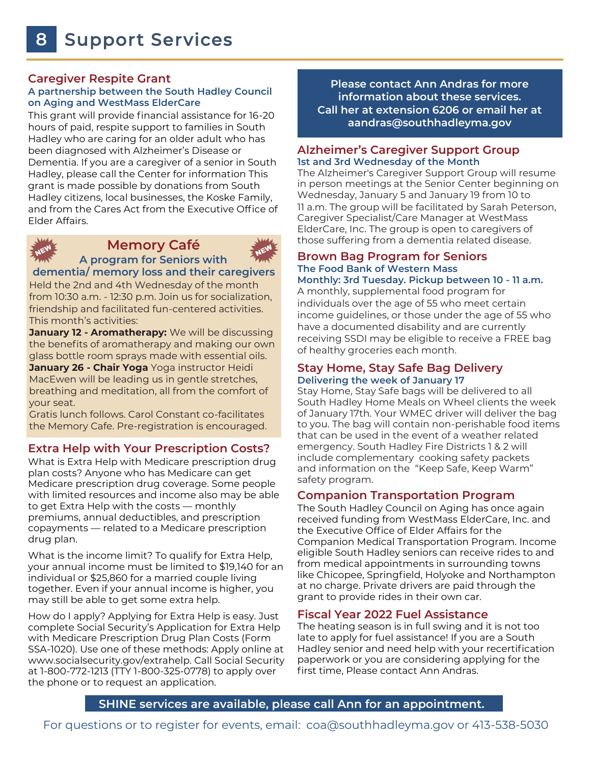# 8 Support Services

## Caregiver Respite Grant

**A partnership between the South Hadley Council on Aging and WestMass ElderCare**

This grant will provide financial assistance for 16-20 hours of paid, respite support to families in South Hadley who are caring for an older adult who has been diagnosed with Alzheimer's Disease or Dementia. If you are a caregiver of a senior in South Hadley, please call the Center for information This grant is made possible by donations from South Hadley citizens, local businesses, the Koske Family, and from the Cares Act from the Executive Office of Elder Affairs.

## Memory Café

NEW

**A program for Seniors with dementia/ memory loss and their caregivers**

Held the 2nd and 4th Wednesday of the month from 10:30 a.m. - 12:30 p.m. Join us for socialization, friendship and facilitated fun-centered activities. This month's activities:

**January 12 - Aromatherapy:** We will be discussing the benefits of aromatherapy and making our own glass bottle room sprays made with essential oils.

**January 26 - Chair Yoga** Yoga instructor Heidi MacEwen will be leading us in gentle stretches, breathing and meditation, all from the comfort of your seat.

Gratis lunch follows. Carol Constant co-facilitates the Memory Cafe. Pre-registration is encouraged.

## Extra Help with Your Prescription Costs?

What is Extra Help with Medicare prescription drug plan costs? Anyone who has Medicare can get Medicare prescription drug coverage. Some people with limited resources and income also may be able to get Extra Help with the costs — monthly premiums, annual deductibles, and prescription copayments — related to a Medicare prescription drug plan.

What is the income limit? To qualify for Extra Help, your annual income must be limited to $19,140 for an individual or $25,860 for a married couple living together. Even if your annual income is higher, you may still be able to get some extra help.

How do I apply? Applying for Extra Help is easy. Just complete Social Security's Application for Extra Help with Medicare Prescription Drug Plan Costs (Form SSA-1020). Use one of these methods: Apply online at www.socialsecurity.gov/extrahelp. Call Social Security at 1-800-772-1213 (TTY 1-800-325-0778) to apply over the phone or to request an application.

**Please contact Ann Andras for more information about these services. Call her at extension 6206 or email her at aandras@southhadleyma.gov**

## Alzheimer's Caregiver Support Group

**1st and 3rd Wednesday of the Month**

The Alzheimer's Caregiver Support Group will resume in person meetings at the Senior Center beginning on Wednesday, January 5 and January 19 from 10 to 11 a.m. The group will be facilitated by Sarah Peterson, Caregiver Specialist/Care Manager at WestMass ElderCare, Inc. The group is open to caregivers of those suffering from a dementia related disease.

## Brown Bag Program for Seniors

**The Food Bank of Western Mass**

**Monthly: 3rd Tuesday. Pickup between 10 - 11 a.m.**

A monthly, supplemental food program for individuals over the age of 55 who meet certain income guidelines, or those under the age of 55 who have a documented disability and are currently receiving SSDI may be eligible to receive a FREE bag of healthy groceries each month.

## Stay Home, Stay Safe Bag Delivery

**Delivering the week of January 17**

Stay Home, Stay Safe bags will be delivered to all South Hadley Home Meals on Wheel clients the week of January 17th. Your WMEC driver will deliver the bag to you. The bag will contain non-perishable food items that can be used in the event of a weather related emergency. South Hadley Fire Districts 1 & 2 will include complementary cooking safety packets and information on the "Keep Safe, Keep Warm" safety program.

## Companion Transportation Program

The South Hadley Council on Aging has once again received funding from WestMass ElderCare, Inc. and the Executive Office of Elder Affairs for the Companion Medical Transportation Program. Income eligible South Hadley seniors can receive rides to and from medical appointments in surrounding towns like Chicopee, Springfield, Holyoke and Northampton at no charge. Private drivers are paid through the grant to provide rides in their own car.

## Fiscal Year 2022 Fuel Assistance

The heating season is in full swing and it is not too late to apply for fuel assistance! If you are a South Hadley senior and need help with your recertification paperwork or you are considering applying for the first time, Please contact Ann Andras.

**SHINE services are available, please call Ann for an appointment.**

For questions or to register for events, email: coa@southhadleyma.gov or 413-538-5030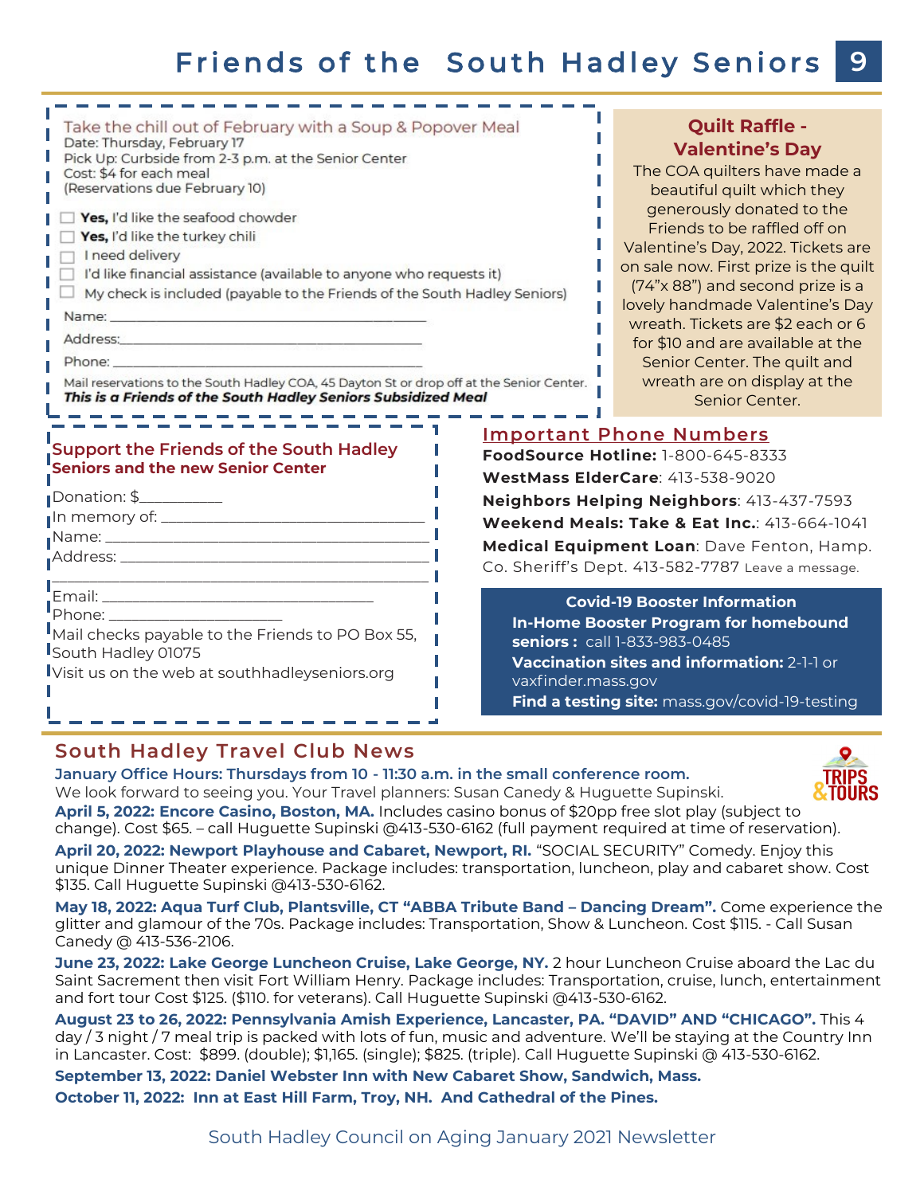## Take the chill out of February with a Soup & Popover Meal

Date: Thursday, February 17
Pick Up: Curbside from 2-3 p.m. at the Senior Center
Cost: $4 for each meal
(Reservations due February 10)

- ☐ **Yes,** I'd like the seafood chowder
- ☐ **Yes,** I'd like the turkey chili
- ☐ I need delivery
- ☐ I'd like financial assistance (available to anyone who requests it)
- ☐ My check is included (payable to the Friends of the South Hadley Seniors)

Name: ___________________________________________

Address: ___________________________________________

Phone: ___________________________________________

Mail reservations to the South Hadley COA, 45 Dayton St or drop off at the Senior Center.
***This is a Friends of the South Hadley Seniors Subsidized Meal***

## Quilt Raffle - Valentine's Day

The COA quilters have made a beautiful quilt which they generously donated to the Friends to be raffled off on Valentine's Day, 2022. Tickets are on sale now. First prize is the quilt (74"x 88") and second prize is a lovely handmade Valentine's Day wreath. Tickets are $2 each or 6 for $10 and are available at the Senior Center. The quilt and wreath are on display at the Senior Center.

## Support the Friends of the South Hadley Seniors and the new Senior Center

Donation: $__________

In memory of: ___________________________________

Name: ___________________________________________

Address: _________________________________________

_________________________________________________

Email: ___________________________________

Phone: _______________________

Mail checks payable to the Friends to PO Box 55, South Hadley 01075

Visit us on the web at southhadleyseniors.org

## Important Phone Numbers

**FoodSource Hotline:** 1-800-645-8333

**WestMass ElderCare**: 413-538-9020

**Neighbors Helping Neighbors**: 413-437-7593

**Weekend Meals: Take & Eat Inc.**: 413-664-1041

**Medical Equipment Loan**: Dave Fenton, Hamp. Co. Sheriff's Dept. 413-582-7787 Leave a message.

### Covid-19 Booster Information

**In-Home Booster Program for homebound seniors :** call 1-833-983-0485

**Vaccination sites and information:** 2-1-1 or vaxfinder.mass.gov

**Find a testing site:** mass.gov/covid-19-testing

## South Hadley Travel Club News

**January Office Hours: Thursdays from 10 - 11:30 a.m. in the small conference room.** We look forward to seeing you. Your Travel planners: Susan Canedy & Huguette Supinski.

**April 5, 2022: Encore Casino, Boston, MA.** Includes casino bonus of $20pp free slot play (subject to change). Cost $65. – call Huguette Supinski @413-530-6162 (full payment required at time of reservation).

**April 20, 2022: Newport Playhouse and Cabaret, Newport, RI.** "SOCIAL SECURITY" Comedy. Enjoy this unique Dinner Theater experience. Package includes: transportation, luncheon, play and cabaret show. Cost $135. Call Huguette Supinski @413-530-6162.

**May 18, 2022: Aqua Turf Club, Plantsville, CT "ABBA Tribute Band – Dancing Dream".** Come experience the glitter and glamour of the 70s. Package includes: Transportation, Show & Luncheon. Cost $115. - Call Susan Canedy @ 413-536-2106.

**June 23, 2022: Lake George Luncheon Cruise, Lake George, NY.** 2 hour Luncheon Cruise aboard the Lac du Saint Sacrement then visit Fort William Henry. Package includes: Transportation, cruise, lunch, entertainment and fort tour Cost $125. ($110. for veterans). Call Huguette Supinski @413-530-6162.

**August 23 to 26, 2022: Pennsylvania Amish Experience, Lancaster, PA. "DAVID" AND "CHICAGO".** This 4 day / 3 night / 7 meal trip is packed with lots of fun, music and adventure. We'll be staying at the Country Inn in Lancaster. Cost: $899. (double); $1,165. (single); $825. (triple). Call Huguette Supinski @ 413-530-6162.

**September 13, 2022: Daniel Webster Inn with New Cabaret Show, Sandwich, Mass.**

**October 11, 2022: Inn at East Hill Farm, Troy, NH. And Cathedral of the Pines.**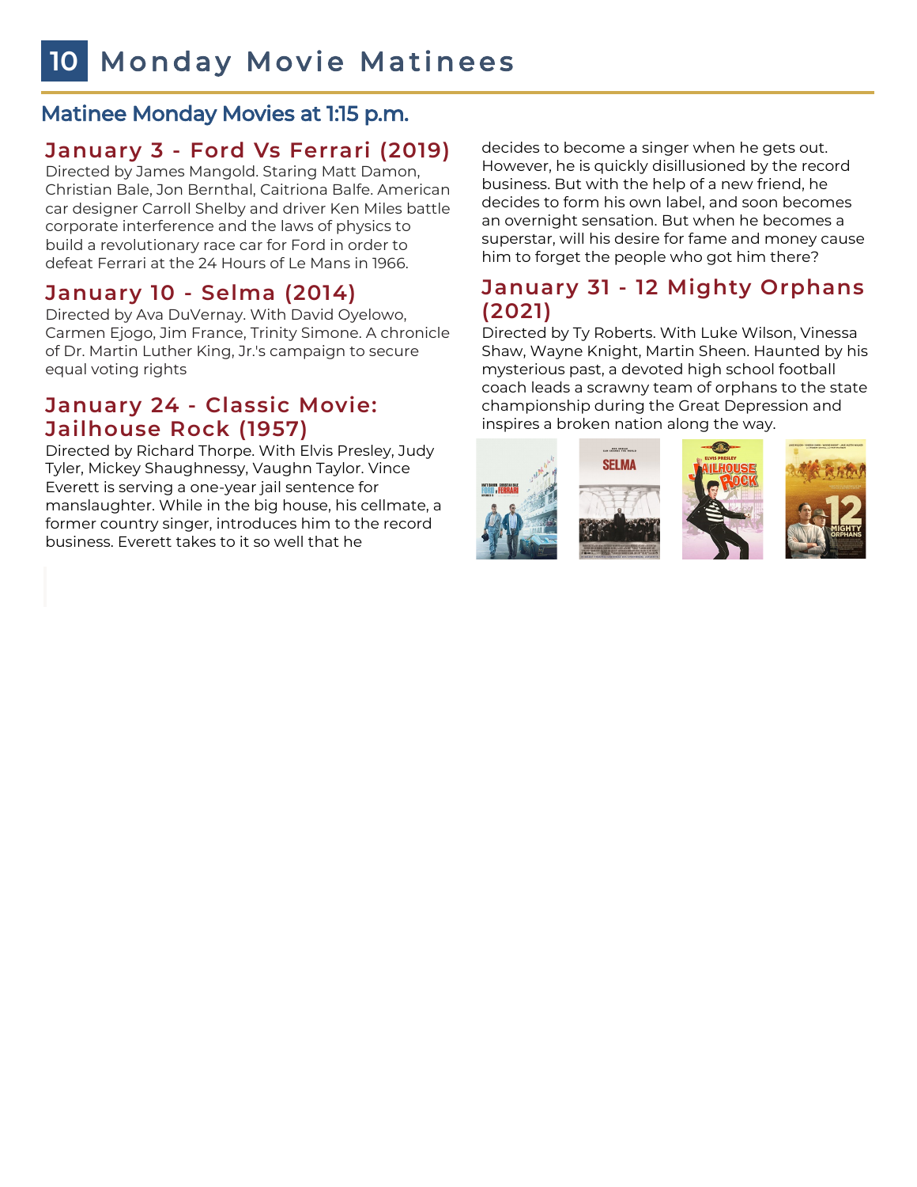# 10 Monday Movie Matinees

## Matinee Monday Movies at 1:15 p.m.

### January 3 - Ford Vs Ferrari (2019)

Directed by James Mangold. Staring Matt Damon, Christian Bale, Jon Bernthal, Caitriona Balfe. American car designer Carroll Shelby and driver Ken Miles battle corporate interference and the laws of physics to build a revolutionary race car for Ford in order to defeat Ferrari at the 24 Hours of Le Mans in 1966.

### January 10 - Selma (2014)

Directed by Ava DuVernay. With David Oyelowo, Carmen Ejogo, Jim France, Trinity Simone. A chronicle of Dr. Martin Luther King, Jr.'s campaign to secure equal voting rights

### January 24 - Classic Movie: Jailhouse Rock (1957)

Directed by Richard Thorpe. With Elvis Presley, Judy Tyler, Mickey Shaughnessy, Vaughn Taylor. Vince Everett is serving a one-year jail sentence for manslaughter. While in the big house, his cellmate, a former country singer, introduces him to the record business. Everett takes to it so well that he decides to become a singer when he gets out. However, he is quickly disillusioned by the record business. But with the help of a new friend, he decides to form his own label, and soon becomes an overnight sensation. But when he becomes a superstar, will his desire for fame and money cause him to forget the people who got him there?

### January 31 - 12 Mighty Orphans (2021)

Directed by Ty Roberts. With Luke Wilson, Vinessa Shaw, Wayne Knight, Martin Sheen. Haunted by his mysterious past, a devoted high school football coach leads a scrawny team of orphans to the state championship during the Great Depression and inspires a broken nation along the way.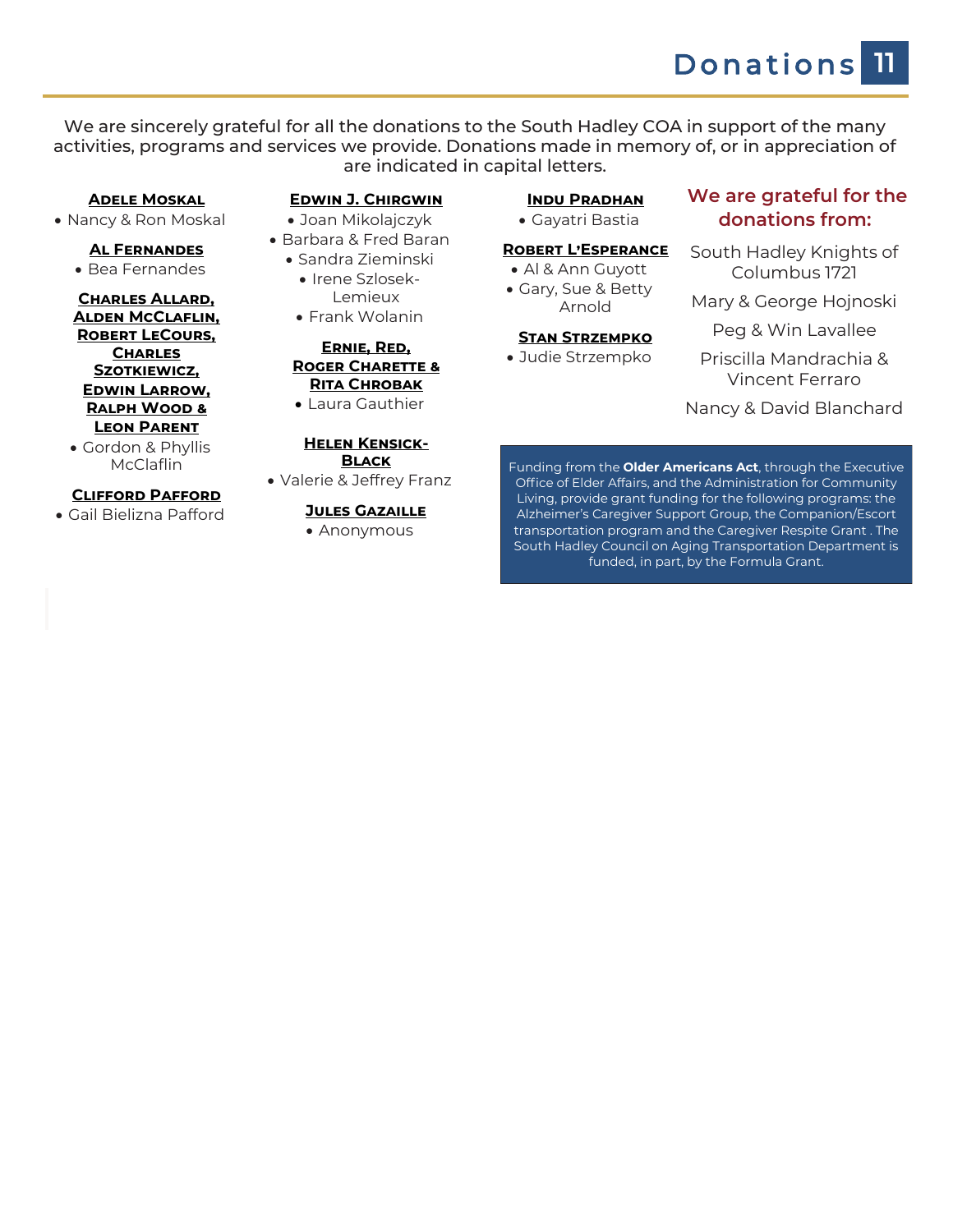# Donations

We are sincerely grateful for all the donations to the South Hadley COA in support of the many activities, programs and services we provide. Donations made in memory of, or in appreciation of are indicated in capital letters.

**ADELE MOSKAL**
- Nancy & Ron Moskal

**AL FERNANDES**
- Bea Fernandes

**CHARLES ALLARD, ALDEN MCCLAFLIN, ROBERT LECOURS, CHARLES SZOTKIEWICZ, EDWIN LARROW, RALPH WOOD & LEON PARENT**
- Gordon & Phyllis McClaflin

**CLIFFORD PAFFORD**
- Gail Bielizna Pafford

**EDWIN J. CHIRGWIN**
- Joan Mikolajczyk
- Barbara & Fred Baran
- Sandra Zieminski
- Irene Szlosek-Lemieux
- Frank Wolanin

**ERNIE, RED, ROGER CHARETTE & RITA CHROBAK**
- Laura Gauthier

**HELEN KENSICK-BLACK**
- Valerie & Jeffrey Franz

**JULES GAZAILLE**
- Anonymous

**INDU PRADHAN**
- Gayatri Bastia

**ROBERT L'ESPERANCE**
- Al & Ann Guyott
- Gary, Sue & Betty Arnold

**STAN STRZEMPKO**
- Judie Strzempko

## We are grateful for the donations from:

South Hadley Knights of Columbus 1721

Mary & George Hojnoski

Peg & Win Lavallee

Priscilla Mandrachia & Vincent Ferraro

Nancy & David Blanchard

Funding from the **Older Americans Act**, through the Executive Office of Elder Affairs, and the Administration for Community Living, provide grant funding for the following programs: the Alzheimer's Caregiver Support Group, the Companion/Escort transportation program and the Caregiver Respite Grant . The South Hadley Council on Aging Transportation Department is funded, in part, by the Formula Grant.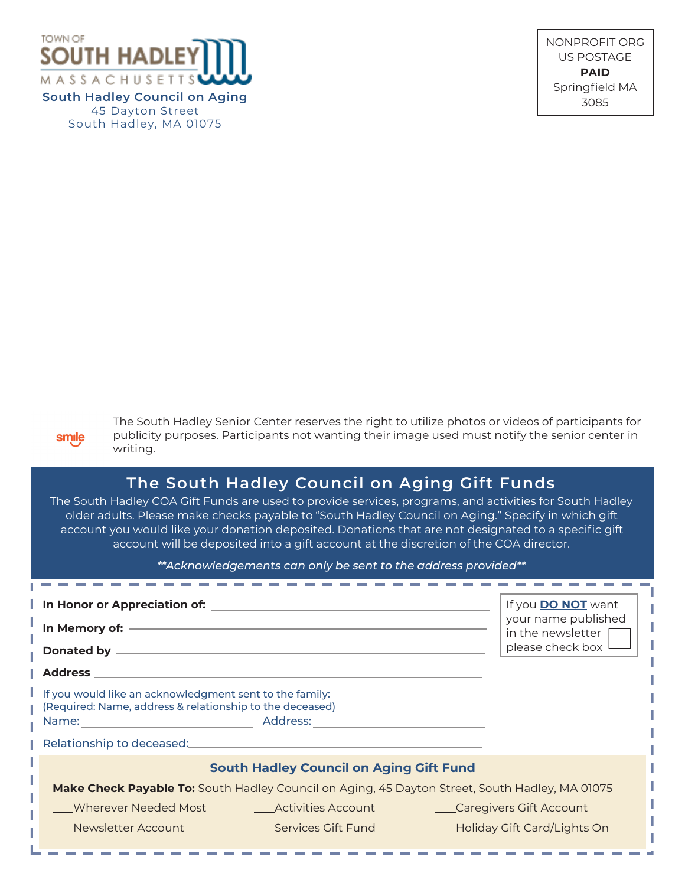TOWN OF SOUTH HADLEY MASSACHUSETTS

**South Hadley Council on Aging**
45 Dayton Street
South Hadley, MA 01075

NONPROFIT ORG
US POSTAGE
**PAID**
Springfield MA
3085

smile

The South Hadley Senior Center reserves the right to utilize photos or videos of participants for publicity purposes. Participants not wanting their image used must notify the senior center in writing.

## The South Hadley Council on Aging Gift Funds

The South Hadley COA Gift Funds are used to provide services, programs, and activities for South Hadley older adults. Please make checks payable to "South Hadley Council on Aging." Specify in which gift account you would like your donation deposited. Donations that are not designated to a specific gift account will be deposited into a gift account at the discretion of the COA director.

***\*\*Acknowledgements can only be sent to the address provided\*\****

**In Honor or Appreciation of:** ______________________________

**In Memory of:** ______________________________

**Donated by** ______________________________

**Address** ______________________________

If you **DO NOT** want your name published in the newsletter please check box ☐

If you would like an acknowledgment sent to the family:
(Required: Name, address & relationship to the deceased)
Name: ____________________ Address: ____________________

Relationship to deceased: ______________________________

### South Hadley Council on Aging Gift Fund

**Make Check Payable To:** South Hadley Council on Aging, 45 Dayton Street, South Hadley, MA 01075

___Wherever Needed Most ___Activities Account ___Caregivers Gift Account

___Newsletter Account ___Services Gift Fund ___Holiday Gift Card/Lights On